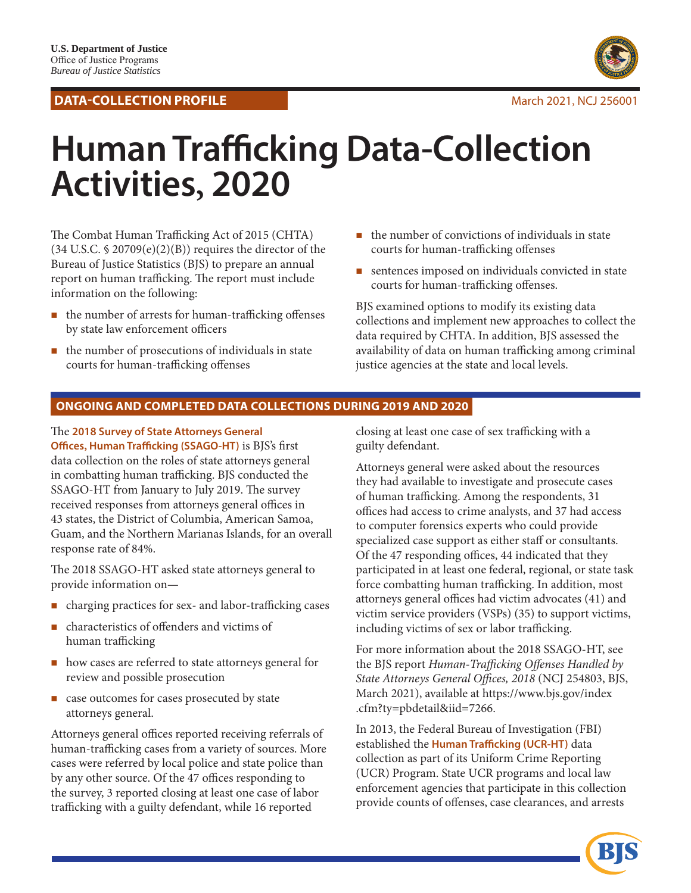U.S. Department of Justice
Office of Justice Programs
*Bureau of Justice Statistics*

**DATA-COLLECTION PROFILE**

March 2021, NCJ 256001

# Human Trafficking Data-Collection Activities, 2020

The Combat Human Trafficking Act of 2015 (CHTA) (34 U.S.C. § 20709(e)(2)(B)) requires the director of the Bureau of Justice Statistics (BJS) to prepare an annual report on human trafficking. The report must include information on the following:

- the number of arrests for human-trafficking offenses by state law enforcement officers
- the number of prosecutions of individuals in state courts for human-trafficking offenses
- the number of convictions of individuals in state courts for human-trafficking offenses
- sentences imposed on individuals convicted in state courts for human-trafficking offenses.

BJS examined options to modify its existing data collections and implement new approaches to collect the data required by CHTA. In addition, BJS assessed the availability of data on human trafficking among criminal justice agencies at the state and local levels.

## ONGOING AND COMPLETED DATA COLLECTIONS DURING 2019 AND 2020

The **2018 Survey of State Attorneys General Offices, Human Trafficking (SSAGO-HT)** is BJS's first data collection on the roles of state attorneys general in combatting human trafficking. BJS conducted the SSAGO-HT from January to July 2019. The survey received responses from attorneys general offices in 43 states, the District of Columbia, American Samoa, Guam, and the Northern Marianas Islands, for an overall response rate of 84%.

The 2018 SSAGO-HT asked state attorneys general to provide information on—

- charging practices for sex- and labor-trafficking cases
- characteristics of offenders and victims of human trafficking
- how cases are referred to state attorneys general for review and possible prosecution
- case outcomes for cases prosecuted by state attorneys general.

Attorneys general offices reported receiving referrals of human-trafficking cases from a variety of sources. More cases were referred by local police and state police than by any other source. Of the 47 offices responding to the survey, 3 reported closing at least one case of labor trafficking with a guilty defendant, while 16 reported closing at least one case of sex trafficking with a guilty defendant.

Attorneys general were asked about the resources they had available to investigate and prosecute cases of human trafficking. Among the respondents, 31 offices had access to crime analysts, and 37 had access to computer forensics experts who could provide specialized case support as either staff or consultants. Of the 47 responding offices, 44 indicated that they participated in at least one federal, regional, or state task force combatting human trafficking. In addition, most attorneys general offices had victim advocates (41) and victim service providers (VSPs) (35) to support victims, including victims of sex or labor trafficking.

For more information about the 2018 SSAGO-HT, see the BJS report *Human-Trafficking Offenses Handled by State Attorneys General Offices, 2018* (NCJ 254803, BJS, March 2021), available at https://www.bjs.gov/index.cfm?ty=pbdetail&iid=7266.

In 2013, the Federal Bureau of Investigation (FBI) established the **Human Trafficking (UCR-HT)** data collection as part of its Uniform Crime Reporting (UCR) Program. State UCR programs and local law enforcement agencies that participate in this collection provide counts of offenses, case clearances, and arrests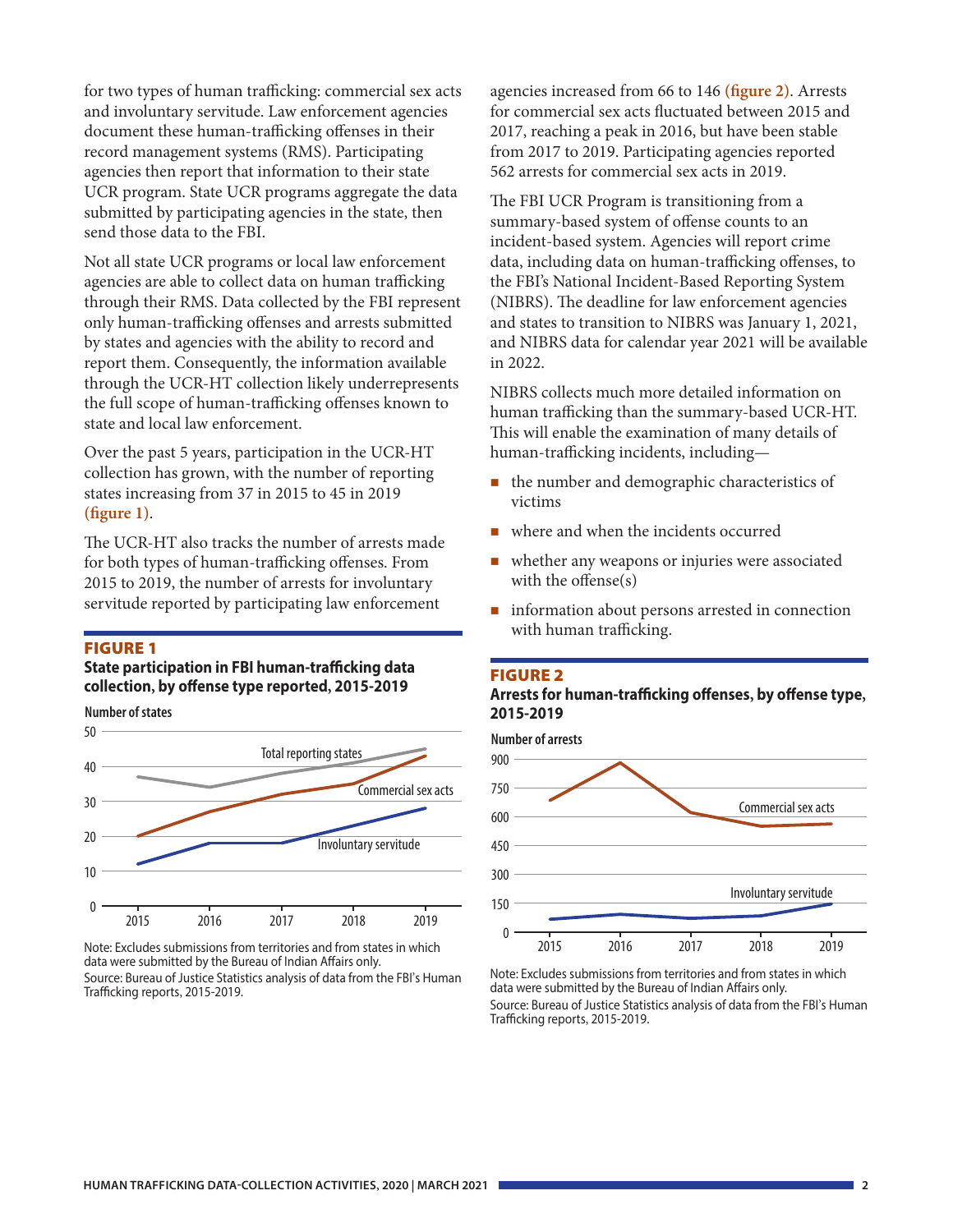for two types of human trafficking: commercial sex acts and involuntary servitude. Law enforcement agencies document these human-trafficking offenses in their record management systems (RMS). Participating agencies then report that information to their state UCR program. State UCR programs aggregate the data submitted by participating agencies in the state, then send those data to the FBI.

Not all state UCR programs or local law enforcement agencies are able to collect data on human trafficking through their RMS. Data collected by the FBI represent only human-trafficking offenses and arrests submitted by states and agencies with the ability to record and report them. Consequently, the information available through the UCR-HT collection likely underrepresents the full scope of human-trafficking offenses known to state and local law enforcement.

Over the past 5 years, participation in the UCR-HT collection has grown, with the number of reporting states increasing from 37 in 2015 to 45 in 2019 **(figure 1)**.

The UCR-HT also tracks the number of arrests made for both types of human-trafficking offenses. From 2015 to 2019, the number of arrests for involuntary servitude reported by participating law enforcement agencies increased from 66 to 146 **(figure 2)**. Arrests for commercial sex acts fluctuated between 2015 and 2017, reaching a peak in 2016, but have been stable from 2017 to 2019. Participating agencies reported 562 arrests for commercial sex acts in 2019.

**FIGURE 1**

**State participation in FBI human-trafficking data collection, by offense type reported, 2015-2019**

Note: Excludes submissions from territories and from states in which data were submitted by the Bureau of Indian Affairs only.
Source: Bureau of Justice Statistics analysis of data from the FBI's Human Trafficking reports, 2015-2019.

The FBI UCR Program is transitioning from a summary-based system of offense counts to an incident-based system. Agencies will report crime data, including data on human-trafficking offenses, to the FBI's National Incident-Based Reporting System (NIBRS). The deadline for law enforcement agencies and states to transition to NIBRS was January 1, 2021, and NIBRS data for calendar year 2021 will be available in 2022.

NIBRS collects much more detailed information on human trafficking than the summary-based UCR-HT. This will enable the examination of many details of human-trafficking incidents, including—

- the number and demographic characteristics of victims
- where and when the incidents occurred
- whether any weapons or injuries were associated with the offense(s)
- information about persons arrested in connection with human trafficking.

**FIGURE 2**

**Arrests for human-trafficking offenses, by offense type, 2015-2019**

Note: Excludes submissions from territories and from states in which data were submitted by the Bureau of Indian Affairs only.
Source: Bureau of Justice Statistics analysis of data from the FBI's Human Trafficking reports, 2015-2019.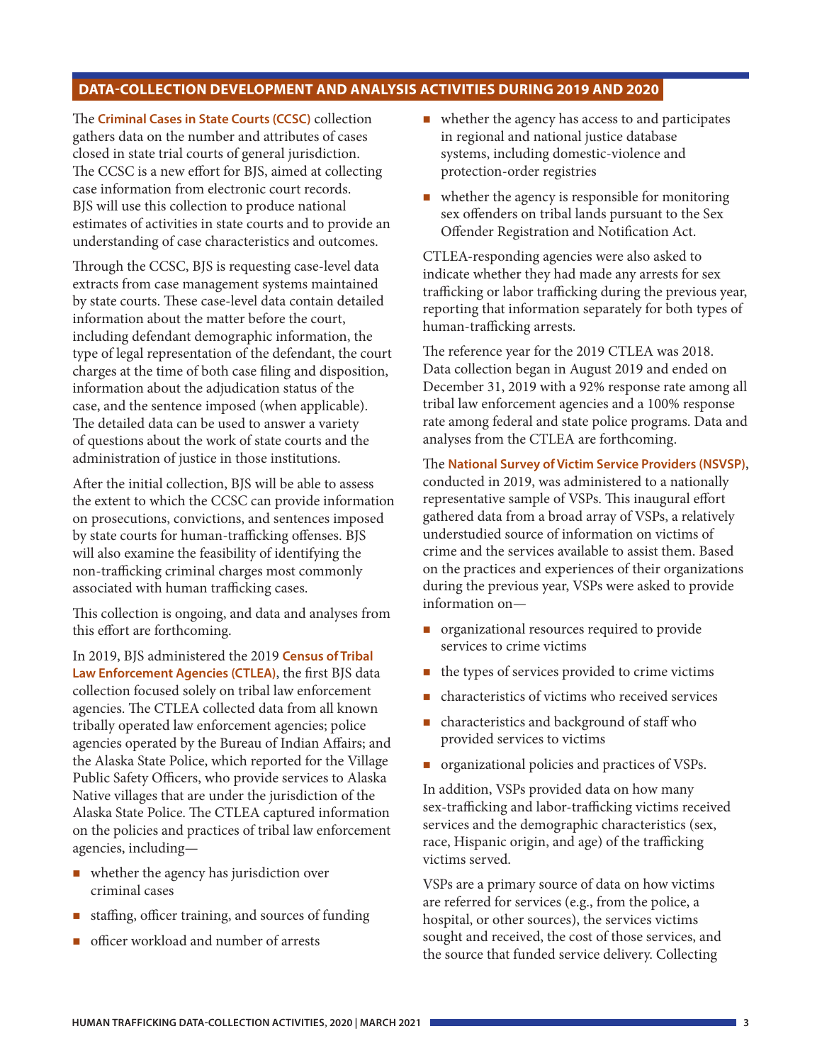## DATA-COLLECTION DEVELOPMENT AND ANALYSIS ACTIVITIES DURING 2019 AND 2020

The **Criminal Cases in State Courts (CCSC)** collection gathers data on the number and attributes of cases closed in state trial courts of general jurisdiction. The CCSC is a new effort for BJS, aimed at collecting case information from electronic court records. BJS will use this collection to produce national estimates of activities in state courts and to provide an understanding of case characteristics and outcomes.

Through the CCSC, BJS is requesting case-level data extracts from case management systems maintained by state courts. These case-level data contain detailed information about the matter before the court, including defendant demographic information, the type of legal representation of the defendant, the court charges at the time of both case filing and disposition, information about the adjudication status of the case, and the sentence imposed (when applicable). The detailed data can be used to answer a variety of questions about the work of state courts and the administration of justice in those institutions.

After the initial collection, BJS will be able to assess the extent to which the CCSC can provide information on prosecutions, convictions, and sentences imposed by state courts for human-trafficking offenses. BJS will also examine the feasibility of identifying the non-trafficking criminal charges most commonly associated with human trafficking cases.

This collection is ongoing, and data and analyses from this effort are forthcoming.

In 2019, BJS administered the 2019 **Census of Tribal Law Enforcement Agencies (CTLEA)**, the first BJS data collection focused solely on tribal law enforcement agencies. The CTLEA collected data from all known tribally operated law enforcement agencies; police agencies operated by the Bureau of Indian Affairs; and the Alaska State Police, which reported for the Village Public Safety Officers, who provide services to Alaska Native villages that are under the jurisdiction of the Alaska State Police. The CTLEA captured information on the policies and practices of tribal law enforcement agencies, including—

- whether the agency has jurisdiction over criminal cases
- staffing, officer training, and sources of funding
- officer workload and number of arrests
- whether the agency has access to and participates in regional and national justice database systems, including domestic-violence and protection-order registries
- whether the agency is responsible for monitoring sex offenders on tribal lands pursuant to the Sex Offender Registration and Notification Act.

CTLEA-responding agencies were also asked to indicate whether they had made any arrests for sex trafficking or labor trafficking during the previous year, reporting that information separately for both types of human-trafficking arrests.

The reference year for the 2019 CTLEA was 2018. Data collection began in August 2019 and ended on December 31, 2019 with a 92% response rate among all tribal law enforcement agencies and a 100% response rate among federal and state police programs. Data and analyses from the CTLEA are forthcoming.

The **National Survey of Victim Service Providers (NSVSP)**, conducted in 2019, was administered to a nationally representative sample of VSPs. This inaugural effort gathered data from a broad array of VSPs, a relatively understudied source of information on victims of crime and the services available to assist them. Based on the practices and experiences of their organizations during the previous year, VSPs were asked to provide information on—

- organizational resources required to provide services to crime victims
- the types of services provided to crime victims
- characteristics of victims who received services
- characteristics and background of staff who provided services to victims
- organizational policies and practices of VSPs.

In addition, VSPs provided data on how many sex-trafficking and labor-trafficking victims received services and the demographic characteristics (sex, race, Hispanic origin, and age) of the trafficking victims served.

VSPs are a primary source of data on how victims are referred for services (e.g., from the police, a hospital, or other sources), the services victims sought and received, the cost of those services, and the source that funded service delivery. Collecting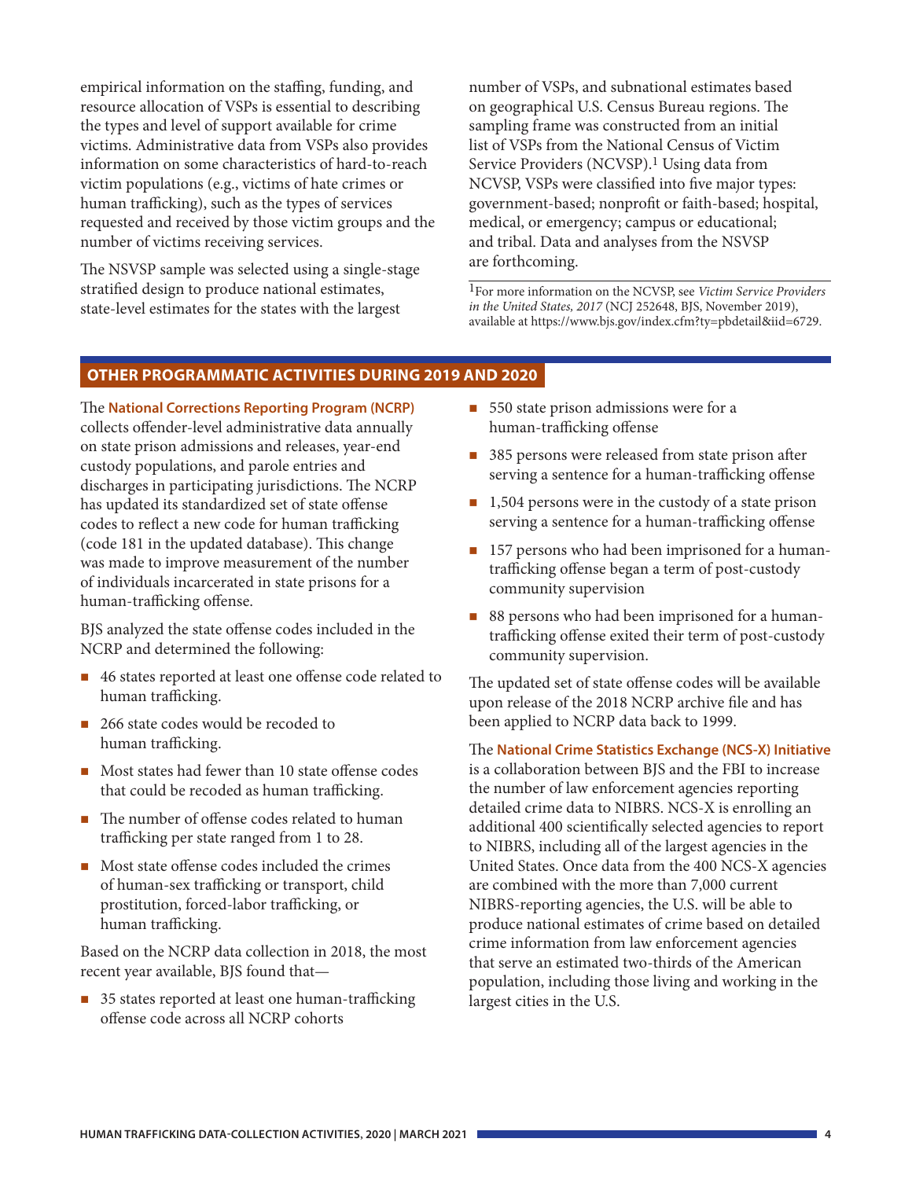empirical information on the staffing, funding, and resource allocation of VSPs is essential to describing the types and level of support available for crime victims. Administrative data from VSPs also provides information on some characteristics of hard-to-reach victim populations (e.g., victims of hate crimes or human trafficking), such as the types of services requested and received by those victim groups and the number of victims receiving services.

The NSVSP sample was selected using a single-stage stratified design to produce national estimates, state-level estimates for the states with the largest number of VSPs, and subnational estimates based on geographical U.S. Census Bureau regions. The sampling frame was constructed from an initial list of VSPs from the National Census of Victim Service Providers (NCVSP).[1] Using data from NCVSP, VSPs were classified into five major types: government-based; nonprofit or faith-based; hospital, medical, or emergency; campus or educational; and tribal. Data and analyses from the NSVSP are forthcoming.

[1]For more information on the NCVSP, see *Victim Service Providers in the United States, 2017* (NCJ 252648, BJS, November 2019), available at https://www.bjs.gov/index.cfm?ty=pbdetail&iid=6729.

## OTHER PROGRAMMATIC ACTIVITIES DURING 2019 AND 2020

The **National Corrections Reporting Program (NCRP)** collects offender-level administrative data annually on state prison admissions and releases, year-end custody populations, and parole entries and discharges in participating jurisdictions. The NCRP has updated its standardized set of state offense codes to reflect a new code for human trafficking (code 181 in the updated database). This change was made to improve measurement of the number of individuals incarcerated in state prisons for a human-trafficking offense.

BJS analyzed the state offense codes included in the NCRP and determined the following:

- 46 states reported at least one offense code related to human trafficking.
- 266 state codes would be recoded to human trafficking.
- Most states had fewer than 10 state offense codes that could be recoded as human trafficking.
- The number of offense codes related to human trafficking per state ranged from 1 to 28.
- Most state offense codes included the crimes of human-sex trafficking or transport, child prostitution, forced-labor trafficking, or human trafficking.

Based on the NCRP data collection in 2018, the most recent year available, BJS found that—

- 35 states reported at least one human-trafficking offense code across all NCRP cohorts
- 550 state prison admissions were for a human-trafficking offense
- 385 persons were released from state prison after serving a sentence for a human-trafficking offense
- 1,504 persons were in the custody of a state prison serving a sentence for a human-trafficking offense
- 157 persons who had been imprisoned for a human-trafficking offense began a term of post-custody community supervision
- 88 persons who had been imprisoned for a human-trafficking offense exited their term of post-custody community supervision.

The updated set of state offense codes will be available upon release of the 2018 NCRP archive file and has been applied to NCRP data back to 1999.

The **National Crime Statistics Exchange (NCS-X) Initiative** is a collaboration between BJS and the FBI to increase the number of law enforcement agencies reporting detailed crime data to NIBRS. NCS-X is enrolling an additional 400 scientifically selected agencies to report to NIBRS, including all of the largest agencies in the United States. Once data from the 400 NCS-X agencies are combined with the more than 7,000 current NIBRS-reporting agencies, the U.S. will be able to produce national estimates of crime based on detailed crime information from law enforcement agencies that serve an estimated two-thirds of the American population, including those living and working in the largest cities in the U.S.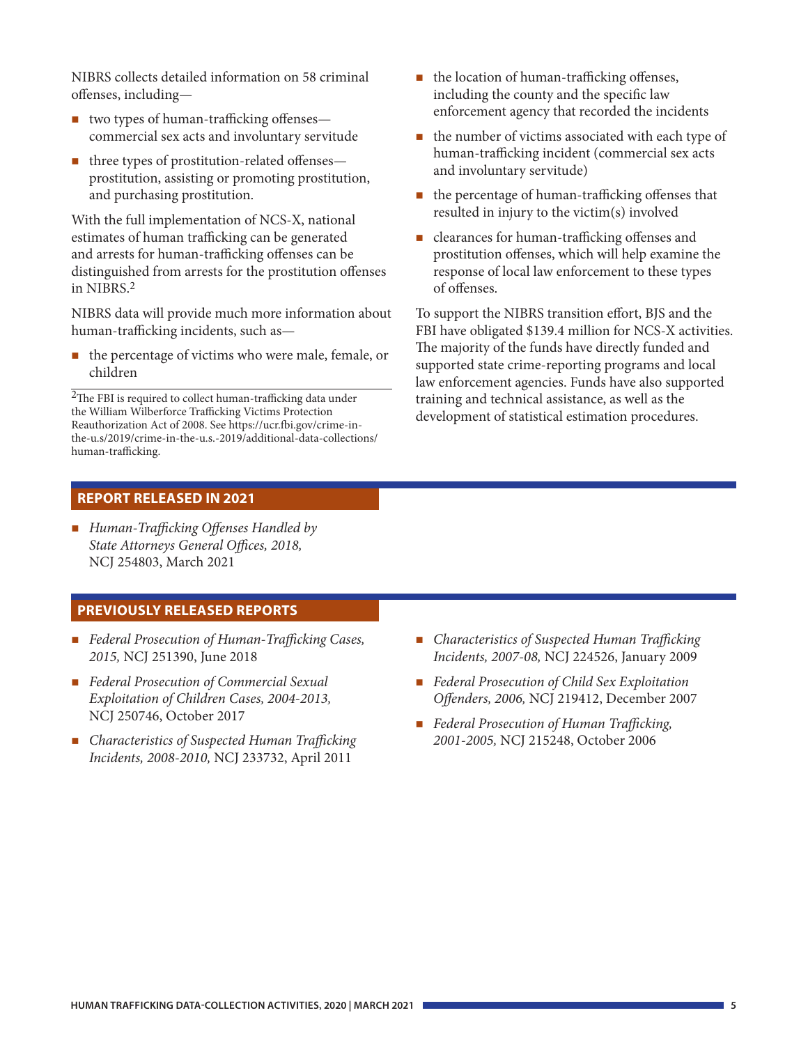NIBRS collects detailed information on 58 criminal offenses, including—

- two types of human-trafficking offenses—commercial sex acts and involuntary servitude
- three types of prostitution-related offenses—prostitution, assisting or promoting prostitution, and purchasing prostitution.

With the full implementation of NCS-X, national estimates of human trafficking can be generated and arrests for human-trafficking offenses can be distinguished from arrests for the prostitution offenses in NIBRS.[2]

NIBRS data will provide much more information about human-trafficking incidents, such as—

- the percentage of victims who were male, female, or children
- the location of human-trafficking offenses, including the county and the specific law enforcement agency that recorded the incidents
- the number of victims associated with each type of human-trafficking incident (commercial sex acts and involuntary servitude)
- the percentage of human-trafficking offenses that resulted in injury to the victim(s) involved
- clearances for human-trafficking offenses and prostitution offenses, which will help examine the response of local law enforcement to these types of offenses.

To support the NIBRS transition effort, BJS and the FBI have obligated $139.4 million for NCS-X activities. The majority of the funds have directly funded and supported state crime-reporting programs and local law enforcement agencies. Funds have also supported training and technical assistance, as well as the development of statistical estimation procedures.

[2]The FBI is required to collect human-trafficking data under the William Wilberforce Trafficking Victims Protection Reauthorization Act of 2008. See https://ucr.fbi.gov/crime-in-the-u.s/2019/crime-in-the-u.s.-2019/additional-data-collections/human-trafficking.

## REPORT RELEASED IN 2021

- *Human-Trafficking Offenses Handled by State Attorneys General Offices, 2018,* NCJ 254803, March 2021

## PREVIOUSLY RELEASED REPORTS

- *Federal Prosecution of Human-Trafficking Cases, 2015,* NCJ 251390, June 2018
- *Federal Prosecution of Commercial Sexual Exploitation of Children Cases, 2004-2013,* NCJ 250746, October 2017
- *Characteristics of Suspected Human Trafficking Incidents, 2008-2010,* NCJ 233732, April 2011
- *Characteristics of Suspected Human Trafficking Incidents, 2007-08,* NCJ 224526, January 2009
- *Federal Prosecution of Child Sex Exploitation Offenders, 2006,* NCJ 219412, December 2007
- *Federal Prosecution of Human Trafficking, 2001-2005,* NCJ 215248, October 2006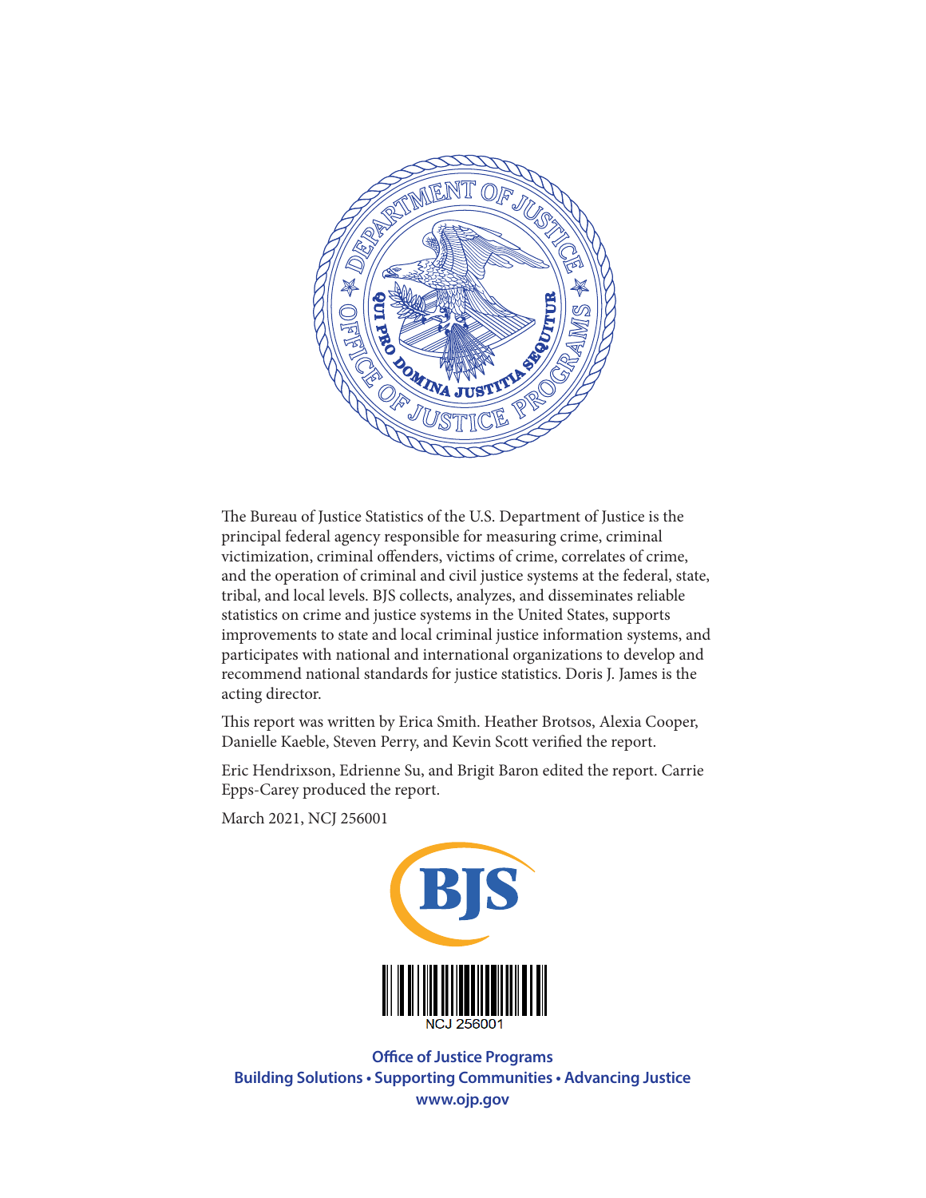The Bureau of Justice Statistics of the U.S. Department of Justice is the principal federal agency responsible for measuring crime, criminal victimization, criminal offenders, victims of crime, correlates of crime, and the operation of criminal and civil justice systems at the federal, state, tribal, and local levels. BJS collects, analyzes, and disseminates reliable statistics on crime and justice systems in the United States, supports improvements to state and local criminal justice information systems, and participates with national and international organizations to develop and recommend national standards for justice statistics. Doris J. James is the acting director.

This report was written by Erica Smith. Heather Brotsos, Alexia Cooper, Danielle Kaeble, Steven Perry, and Kevin Scott verified the report.

Eric Hendrixson, Edrienne Su, and Brigit Baron edited the report. Carrie Epps-Carey produced the report.

March 2021, NCJ 256001

NCJ 256001

**Office of Justice Programs**
**Building Solutions • Supporting Communities • Advancing Justice**
**www.ojp.gov**